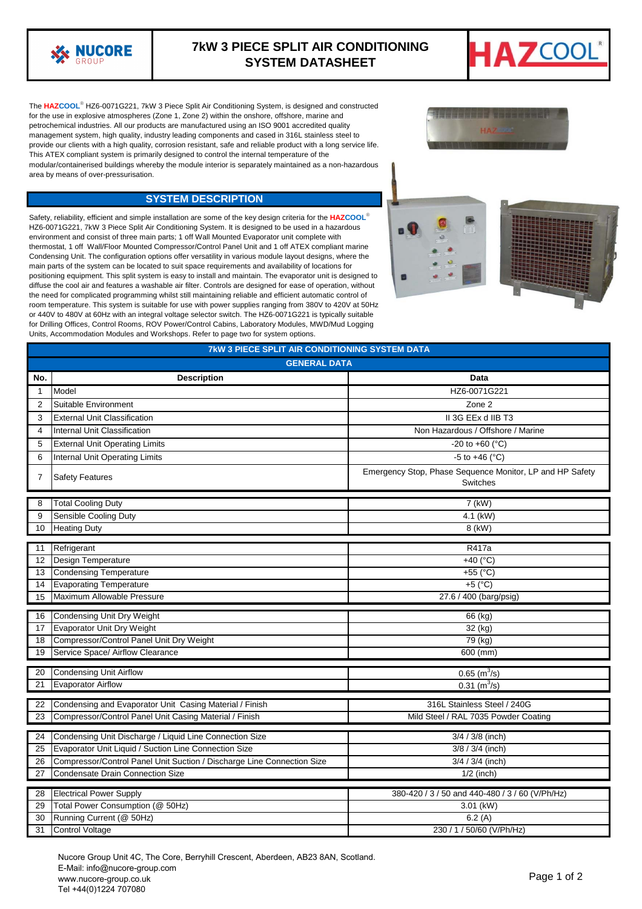# 7kW 3 PIECE SPLIT AIR CONDITIONING SYSTEM DATASHEET

The HAZCOOL® HZ6-0071G221, 7kW 3 Piece Split Air Conditioning System, is designed and constructed for the use in explosive atmospheres (Zone 1, Zone 2) within the onshore, offshore, marine and petrochemical industries. All our products are manufactured using an ISO 9001 accredited quality management system, high quality, industry leading components and cased in 316L stainless steel to provide our clients with a high quality, corrosion resistant, safe and reliable product with a long service life. This ATEX compliant system is primarily designed to control the internal temperature of the modular/containerised buildings whereby the module interior is separately maintained as a non-hazardous area by means of over-pressurisation.

## SYSTEM DESCRIPTION

Safety, reliability, efficient and simple installation are some of the key design criteria for the HAZCOOL® HZ6-0071G221, 7kW 3 Piece Split Air Conditioning System. It is designed to be used in a hazardous environment and consist of three main parts; 1 off Wall Mounted Evaporator unit complete with thermostat, 1 off Wall/Floor Mounted Compressor/Control Panel Unit and 1 off ATEX compliant marine Condensing Unit. The configuration options offer versatility in various module layout designs, where the main parts of the system can be located to suit space requirements and availability of locations for positioning equipment. This split system is easy to install and maintain. The evaporator unit is designed to diffuse the cool air and features a washable air filter. Controls are designed for ease of operation, without the need for complicated programming whilst still maintaining reliable and efficient automatic control of room temperature. This system is suitable for use with power supplies ranging from 380V to 420V at 50Hz or 440V to 480V at 60Hz with an integral voltage selector switch. The HZ6-0071G221 is typically suitable for Drilling Offices, Control Rooms, ROV Power/Control Cabins, Laboratory Modules, MWD/Mud Logging Units, Accommodation Modules and Workshops. Refer to page two for system options.

## 7kW 3 PIECE SPLIT AIR CONDITIONING SYSTEM DATA

### GENERAL DATA

| No. | Description | Data |
|---|---|---|
| 1 | Model | HZ6-0071G221 |
| 2 | Suitable Environment | Zone 2 |
| 3 | External Unit Classification | II 3G EEx d IIB T3 |
| 4 | Internal Unit Classification | Non Hazardous / Offshore / Marine |
| 5 | External Unit Operating Limits | -20 to +60 (°C) |
| 6 | Internal Unit Operating Limits | -5 to +46 (°C) |
| 7 | Safety Features | Emergency Stop, Phase Sequence Monitor, LP and HP Safety Switches |
| 8 | Total Cooling Duty | 7 (kW) |
| 9 | Sensible Cooling Duty | 4.1 (kW) |
| 10 | Heating Duty | 8 (kW) |
| 11 | Refrigerant | R417a |
| 12 | Design Temperature | +40 (°C) |
| 13 | Condensing Temperature | +55 (°C) |
| 14 | Evaporating Temperature | +5 (°C) |
| 15 | Maximum Allowable Pressure | 27.6 / 400 (barg/psig) |
| 16 | Condensing Unit Dry Weight | 66 (kg) |
| 17 | Evaporator Unit Dry Weight | 32 (kg) |
| 18 | Compressor/Control Panel Unit Dry Weight | 79 (kg) |
| 19 | Service Space/ Airflow Clearance | 600 (mm) |
| 20 | Condensing Unit Airflow | 0.65 ($m^3$/s) |
| 21 | Evaporator Airflow | 0.31 ($m^3$/s) |
| 22 | Condensing and Evaporator Unit Casing Material / Finish | 316L Stainless Steel / 240G |
| 23 | Compressor/Control Panel Unit Casing Material / Finish | Mild Steel / RAL 7035 Powder Coating |
| 24 | Condensing Unit Discharge / Liquid Line Connection Size | 3/4 / 3/8 (inch) |
| 25 | Evaporator Unit Liquid / Suction Line Connection Size | 3/8 / 3/4 (inch) |
| 26 | Compressor/Control Panel Unit Suction / Discharge Line Connection Size | 3/4 / 3/4 (inch) |
| 27 | Condensate Drain Connection Size | 1/2 (inch) |
| 28 | Electrical Power Supply | 380-420 / 3 / 50 and 440-480 / 3 / 60 (V/Ph/Hz) |
| 29 | Total Power Consumption (@ 50Hz) | 3.01 (kW) |
| 30 | Running Current (@ 50Hz) | 6.2 (A) |
| 31 | Control Voltage | 230 / 1 / 50/60 (V/Ph/Hz) |

Nucore Group Unit 4C, The Core, Berryhill Crescent, Aberdeen, AB23 8AN, Scotland.
E-Mail: info@nucore-group.com
www.nucore-group.co.uk
Tel +44(0)1224 707080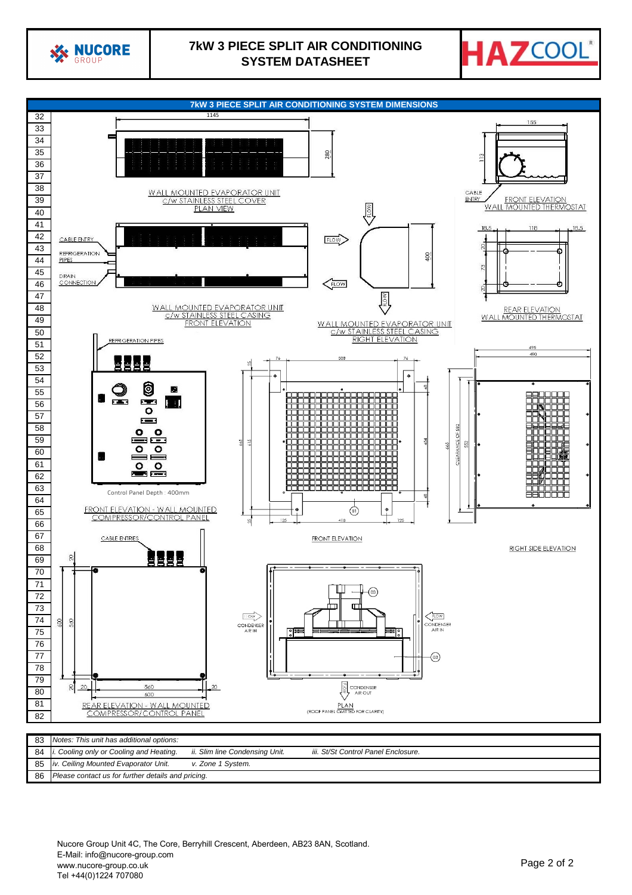# 7kW 3 PIECE SPLIT AIR CONDITIONING SYSTEM DATASHEET

NUCORE GROUP

HAZCOOL®

## 7kW 3 PIECE SPLIT AIR CONDITIONING SYSTEM DIMENSIONS

WALL MOUNTED EVAPORATOR UNIT
C/W STAINLESS STEEL COVER
PLAN VIEW

1145
280

FRONT ELEVATION
WALL MOUNTED THERMOSTAT

155
113
CABLE ENTRY

CABLE ENTRY
REFRIGERATION PIPES
DRAIN CONNECTION

WALL MOUNTED EVAPORATOR UNIT
C/W STAINLESS STEEL CASING
FRONT ELEVATION

FLOW

400

WALL MOUNTED EVAPORATOR UNIT
C/W STAINLESS STEEL CASING
RIGHT ELEVATION

18.5
118
18.5
20
73
20

REAR ELEVATION
WALL MOUNTED THERMOSTAT

REFRIGERATION PIPES

Control Panel Depth : 400mm

FRONT ELEVATION - WALL MOUNTED
COMPRESSOR/CONTROL PANEL

76
508
76
55
665
615
454
48
48
55
125
418
125
01

FRONT ELEVATION

495
490
665
CLEARANCE OF 582
552

RIGHT SIDE ELEVATION

CABLE ENTRIES

20
600
590
20
20
560
20
600

REAR ELEVATION - WALL MOUNTED
COMPRESSOR/CONTROL PANEL

03
FLOW
CONDENSER AIR IN
FLOW
CONDENSER AIR IN
FLOW
CONDENSER AIR OUT

PLAN
(ROOF PANEL OMITTED FOR CLARITY)

*Notes: This unit has additional options:*

*i. Cooling only or Cooling and Heating.* *ii. Slim line Condensing Unit.* *iii. St/St Control Panel Enclosure.*

*iv. Ceiling Mounted Evaporator Unit.* *v. Zone 1 System.*

*Please contact us for further details and pricing.*

Nucore Group Unit 4C, The Core, Berryhill Crescent, Aberdeen, AB23 8AN, Scotland.
E-Mail: info@nucore-group.com
www.nucore-group.co.uk
Tel +44(0)1224 707080